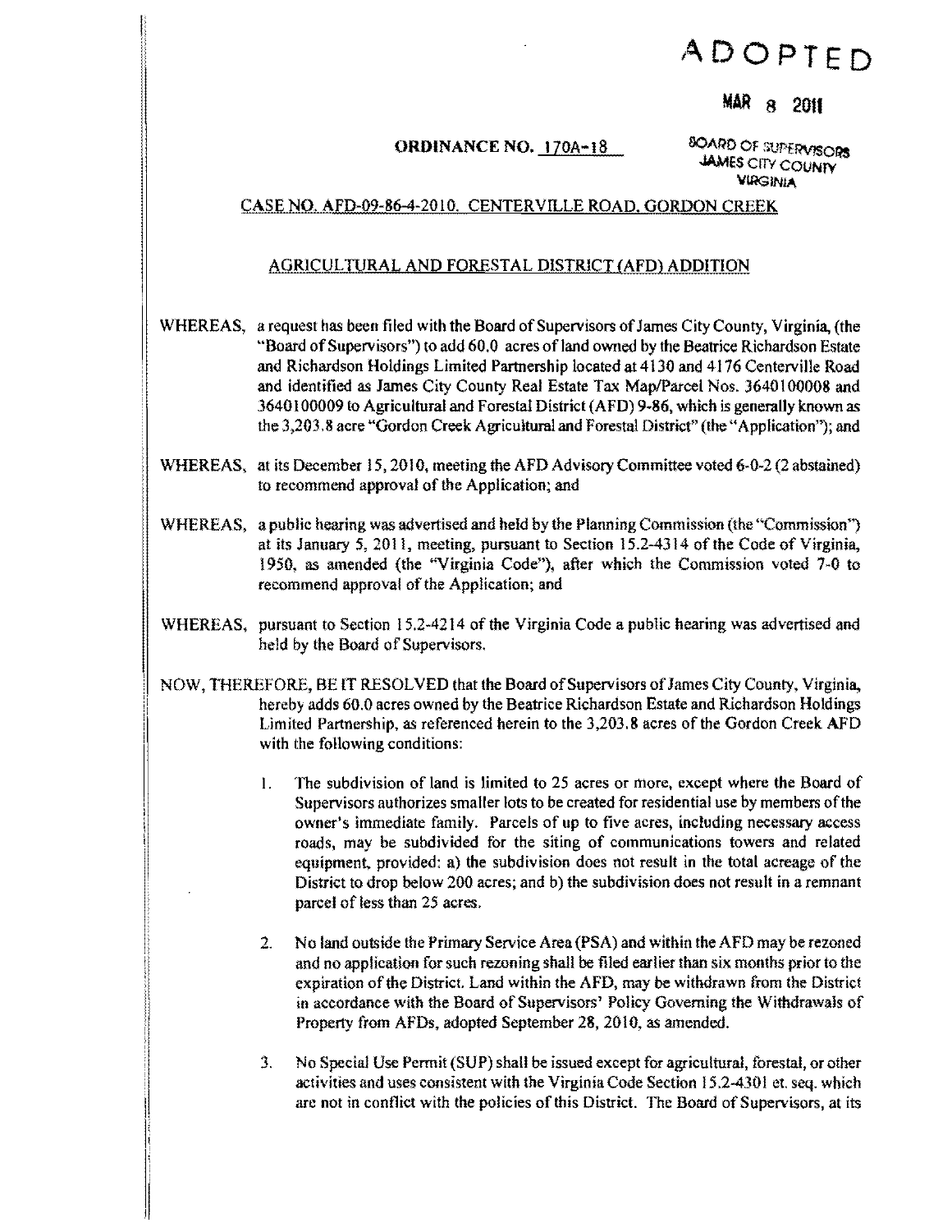ADOPTED

MAR 8 2011

BOARD OF SUPERVISORS
JAMES CITY COUNTY
VIRGINIA

**ORDINANCE NO. 170A-18**

CASE NO. AFD-09-86-4-2010. CENTERVILLE ROAD, GORDON CREEK

AGRICULTURAL AND FORESTAL DISTRICT (AFD) ADDITION

WHEREAS, a request has been filed with the Board of Supervisors of James City County, Virginia, (the "Board of Supervisors") to add 60.0 acres of land owned by the Beatrice Richardson Estate and Richardson Holdings Limited Partnership located at 4130 and 4176 Centerville Road and identified as James City County Real Estate Tax Map/Parcel Nos. 3640100008 and 3640100009 to Agricultural and Forestal District (AFD) 9-86, which is generally known as the 3,203.8 acre "Gordon Creek Agricultural and Forestal District" (the "Application"); and

WHEREAS, at its December 15, 2010, meeting the AFD Advisory Committee voted 6-0-2 (2 abstained) to recommend approval of the Application; and

WHEREAS, a public hearing was advertised and held by the Planning Commission (the "Commission") at its January 5, 2011, meeting, pursuant to Section 15.2-4314 of the Code of Virginia, 1950, as amended (the "Virginia Code"), after which the Commission voted 7-0 to recommend approval of the Application; and

WHEREAS, pursuant to Section 15.2-4214 of the Virginia Code a public hearing was advertised and held by the Board of Supervisors.

NOW, THEREFORE, BE IT RESOLVED that the Board of Supervisors of James City County, Virginia, hereby adds 60.0 acres owned by the Beatrice Richardson Estate and Richardson Holdings Limited Partnership, as referenced herein to the 3,203.8 acres of the Gordon Creek AFD with the following conditions:

1. The subdivision of land is limited to 25 acres or more, except where the Board of Supervisors authorizes smaller lots to be created for residential use by members of the owner's immediate family. Parcels of up to five acres, including necessary access roads, may be subdivided for the siting of communications towers and related equipment, provided: a) the subdivision does not result in the total acreage of the District to drop below 200 acres; and b) the subdivision does not result in a remnant parcel of less than 25 acres.

2. No land outside the Primary Service Area (PSA) and within the AFD may be rezoned and no application for such rezoning shall be filed earlier than six months prior to the expiration of the District. Land within the AFD, may be withdrawn from the District in accordance with the Board of Supervisors' Policy Governing the Withdrawals of Property from AFDs, adopted September 28, 2010, as amended.

3. No Special Use Permit (SUP) shall be issued except for agricultural, forestal, or other activities and uses consistent with the Virginia Code Section 15.2-4301 et. seq. which are not in conflict with the policies of this District. The Board of Supervisors, at its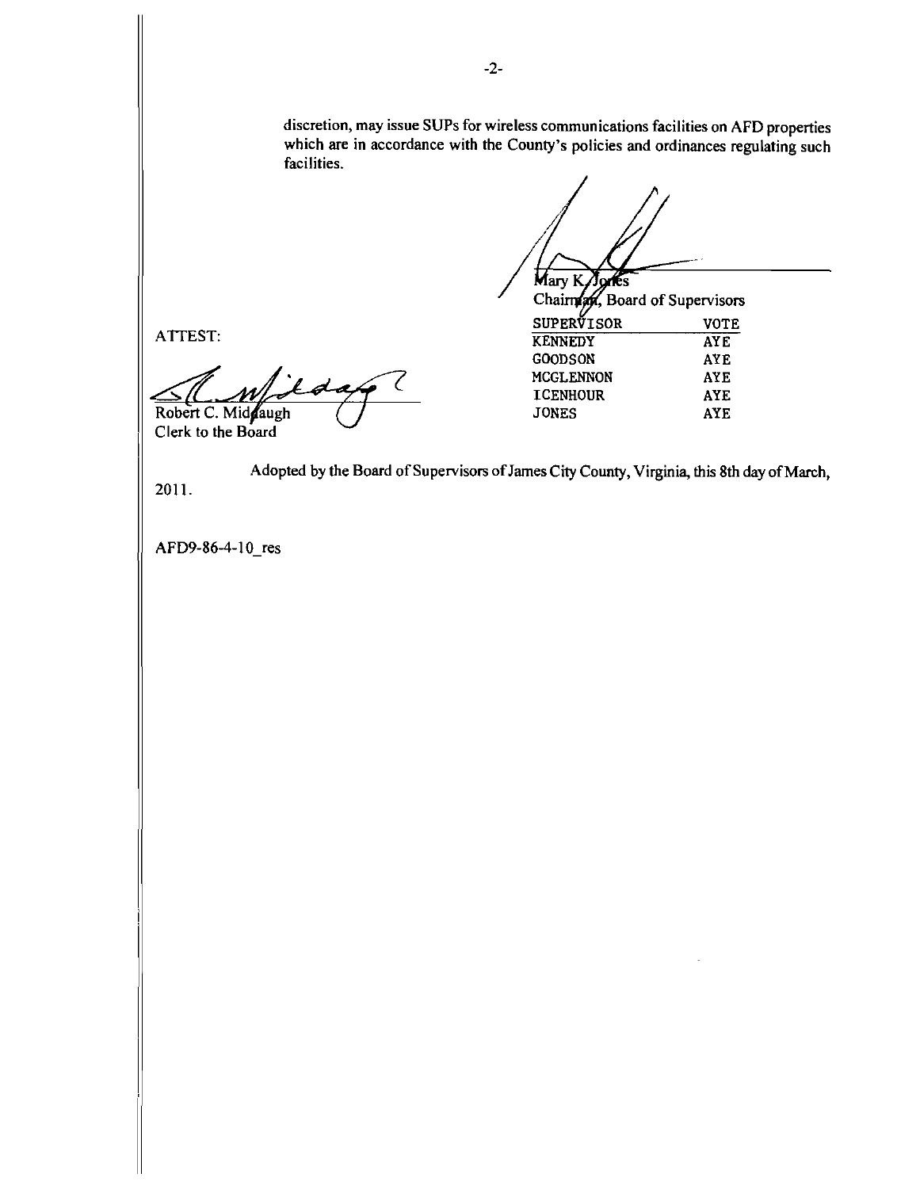discretion, may issue SUPs for wireless communications facilities on AFD properties which are in accordance with the County's policies and ordinances regulating such facilities.

Mary K. Jones
Chairman, Board of Supervisors

| SUPERVISOR | VOTE |
|---|---|
| KENNEDY | AYE |
| GOODSON | AYE |
| MCGLENNON | AYE |
| ICENHOUR | AYE |
| JONES | AYE |

ATTEST:

Robert C. Middaugh
Clerk to the Board

Adopted by the Board of Supervisors of James City County, Virginia, this 8th day of March, 2011.

AFD9-86-4-10_res